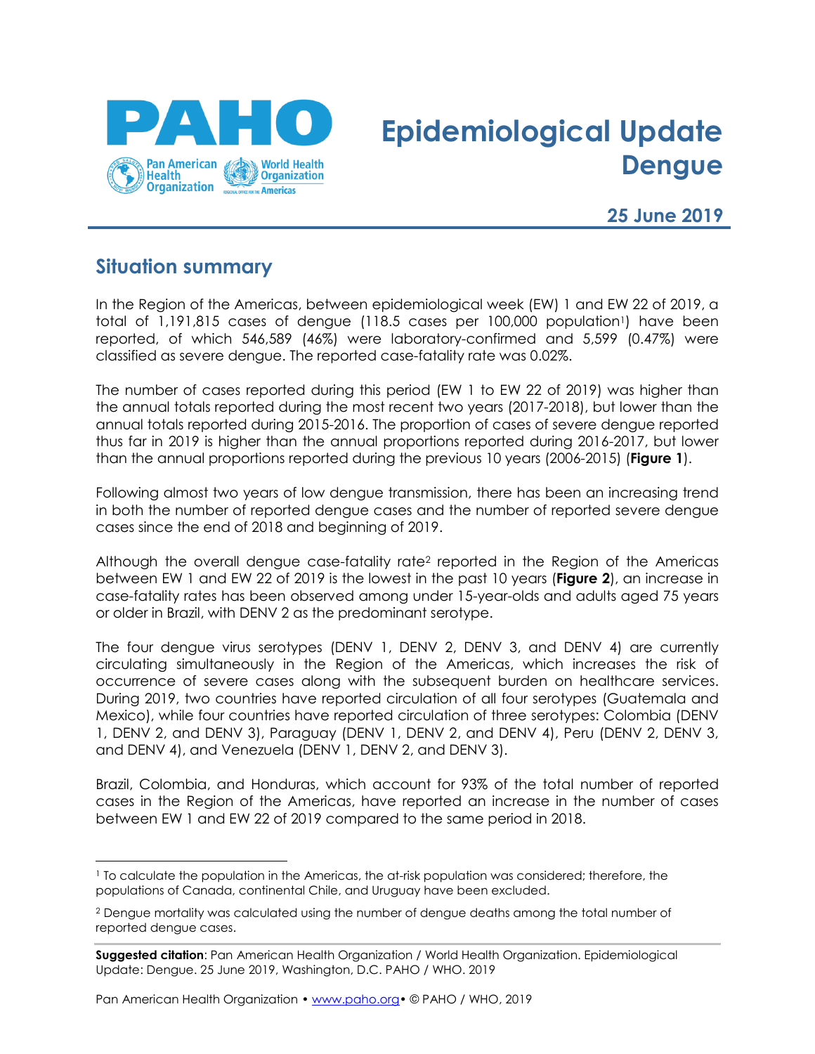# Epidemiological Update Dengue

**25 June 2019**

## Situation summary

In the Region of the Americas, between epidemiological week (EW) 1 and EW 22 of 2019, a total of 1,191,815 cases of dengue (118.5 cases per 100,000 population[1]) have been reported, of which 546,589 (46%) were laboratory-confirmed and 5,599 (0.47%) were classified as severe dengue. The reported case-fatality rate was 0.02%.

The number of cases reported during this period (EW 1 to EW 22 of 2019) was higher than the annual totals reported during the most recent two years (2017-2018), but lower than the annual totals reported during 2015-2016. The proportion of cases of severe dengue reported thus far in 2019 is higher than the annual proportions reported during 2016-2017, but lower than the annual proportions reported during the previous 10 years (2006-2015) (**Figure 1**).

Following almost two years of low dengue transmission, there has been an increasing trend in both the number of reported dengue cases and the number of reported severe dengue cases since the end of 2018 and beginning of 2019.

Although the overall dengue case-fatality rate[2] reported in the Region of the Americas between EW 1 and EW 22 of 2019 is the lowest in the past 10 years (**Figure 2**), an increase in case-fatality rates has been observed among under 15-year-olds and adults aged 75 years or older in Brazil, with DENV 2 as the predominant serotype.

The four dengue virus serotypes (DENV 1, DENV 2, DENV 3, and DENV 4) are currently circulating simultaneously in the Region of the Americas, which increases the risk of occurrence of severe cases along with the subsequent burden on healthcare services. During 2019, two countries have reported circulation of all four serotypes (Guatemala and Mexico), while four countries have reported circulation of three serotypes: Colombia (DENV 1, DENV 2, and DENV 3), Paraguay (DENV 1, DENV 2, and DENV 4), Peru (DENV 2, DENV 3, and DENV 4), and Venezuela (DENV 1, DENV 2, and DENV 3).

Brazil, Colombia, and Honduras, which account for 93% of the total number of reported cases in the Region of the Americas, have reported an increase in the number of cases between EW 1 and EW 22 of 2019 compared to the same period in 2018.

---

[1] To calculate the population in the Americas, the at-risk population was considered; therefore, the populations of Canada, continental Chile, and Uruguay have been excluded.

[2] Dengue mortality was calculated using the number of dengue deaths among the total number of reported dengue cases.

**Suggested citation**: Pan American Health Organization / World Health Organization. Epidemiological Update: Dengue. 25 June 2019, Washington, D.C. PAHO / WHO. 2019

Pan American Health Organization • www.paho.org • © PAHO / WHO, 2019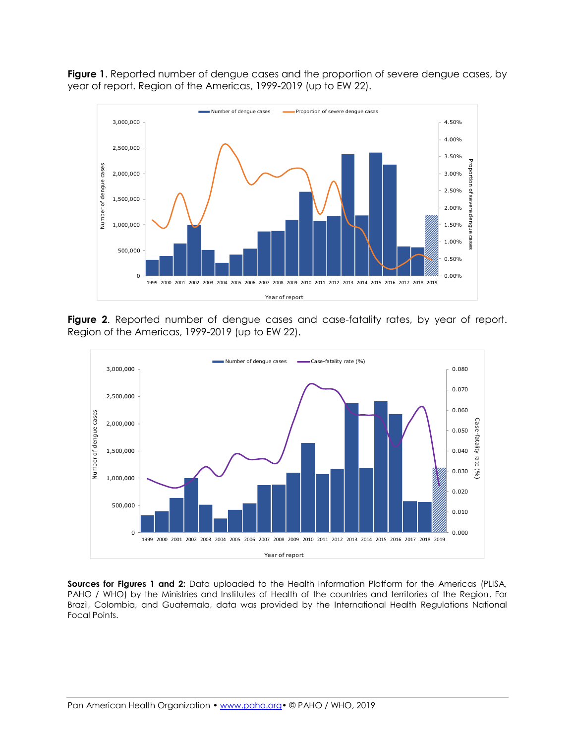**Figure 1**. Reported number of dengue cases and the proportion of severe dengue cases, by year of report. Region of the Americas, 1999-2019 (up to EW 22).

**Figure 2**. Reported number of dengue cases and case-fatality rates, by year of report. Region of the Americas, 1999-2019 (up to EW 22).

**Sources for Figures 1 and 2:** Data uploaded to the Health Information Platform for the Americas (PLISA, PAHO / WHO) by the Ministries and Institutes of Health of the countries and territories of the Region. For Brazil, Colombia, and Guatemala, data was provided by the International Health Regulations National Focal Points.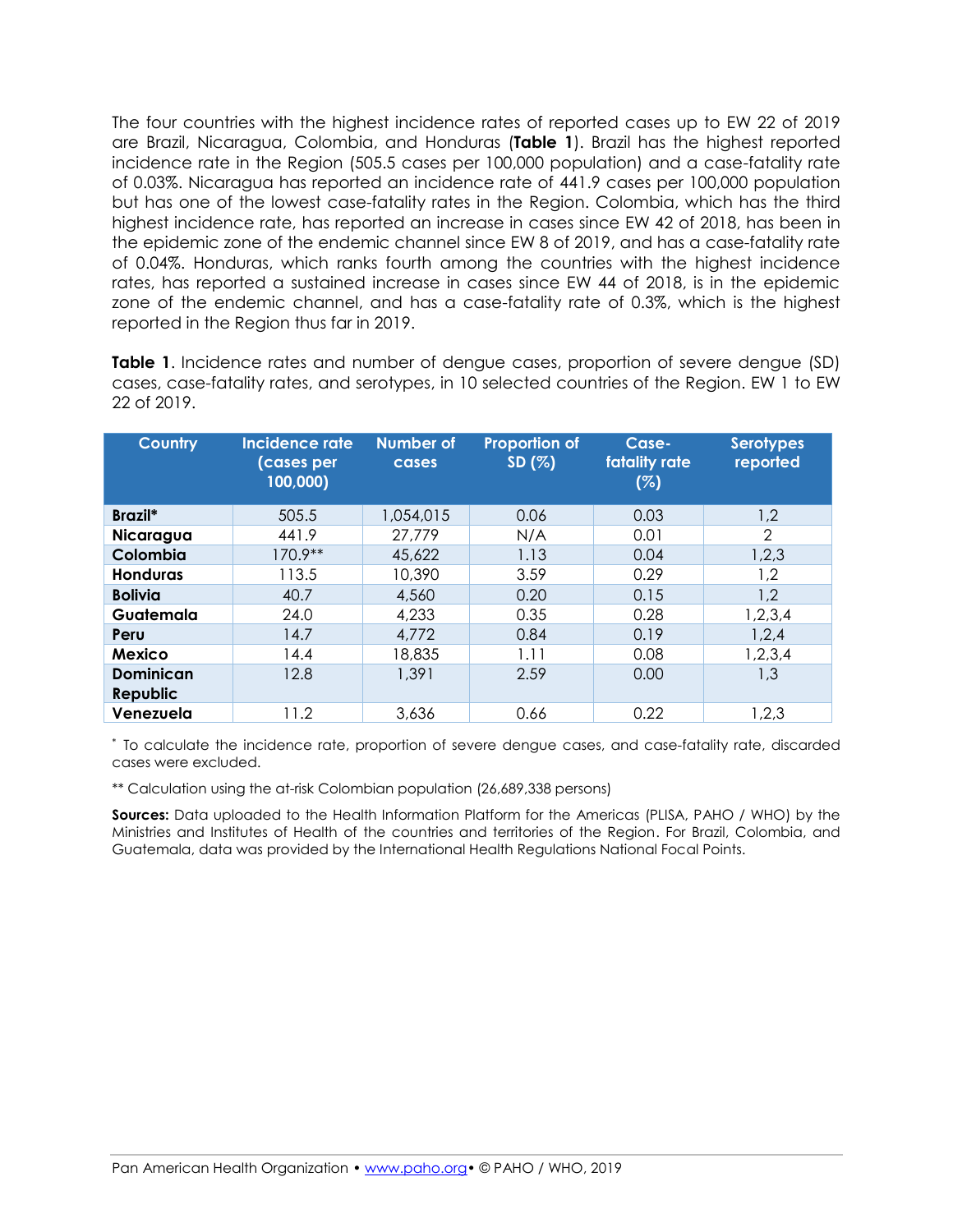The four countries with the highest incidence rates of reported cases up to EW 22 of 2019 are Brazil, Nicaragua, Colombia, and Honduras (**Table 1**). Brazil has the highest reported incidence rate in the Region (505.5 cases per 100,000 population) and a case-fatality rate of 0.03%. Nicaragua has reported an incidence rate of 441.9 cases per 100,000 population but has one of the lowest case-fatality rates in the Region. Colombia, which has the third highest incidence rate, has reported an increase in cases since EW 42 of 2018, has been in the epidemic zone of the endemic channel since EW 8 of 2019, and has a case-fatality rate of 0.04%. Honduras, which ranks fourth among the countries with the highest incidence rates, has reported a sustained increase in cases since EW 44 of 2018, is in the epidemic zone of the endemic channel, and has a case-fatality rate of 0.3%, which is the highest reported in the Region thus far in 2019.

**Table 1**. Incidence rates and number of dengue cases, proportion of severe dengue (SD) cases, case-fatality rates, and serotypes, in 10 selected countries of the Region. EW 1 to EW 22 of 2019.

| Country | Incidence rate (cases per 100,000) | Number of cases | Proportion of SD (%) | Case-fatality rate (%) | Serotypes reported |
|---|---|---|---|---|---|
| **Brazil*** | 505.5 | 1,054,015 | 0.06 | 0.03 | 1,2 |
| **Nicaragua** | 441.9 | 27,779 | N/A | 0.01 | 2 |
| **Colombia** | 170.9** | 45,622 | 1.13 | 0.04 | 1,2,3 |
| **Honduras** | 113.5 | 10,390 | 3.59 | 0.29 | 1,2 |
| **Bolivia** | 40.7 | 4,560 | 0.20 | 0.15 | 1,2 |
| **Guatemala** | 24.0 | 4,233 | 0.35 | 0.28 | 1,2,3,4 |
| **Peru** | 14.7 | 4,772 | 0.84 | 0.19 | 1,2,4 |
| **Mexico** | 14.4 | 18,835 | 1.11 | 0.08 | 1,2,3,4 |
| **Dominican Republic** | 12.8 | 1,391 | 2.59 | 0.00 | 1,3 |
| **Venezuela** | 11.2 | 3,636 | 0.66 | 0.22 | 1,2,3 |

* To calculate the incidence rate, proportion of severe dengue cases, and case-fatality rate, discarded cases were excluded.

** Calculation using the at-risk Colombian population (26,689,338 persons)

**Sources:** Data uploaded to the Health Information Platform for the Americas (PLISA, PAHO / WHO) by the Ministries and Institutes of Health of the countries and territories of the Region. For Brazil, Colombia, and Guatemala, data was provided by the International Health Regulations National Focal Points.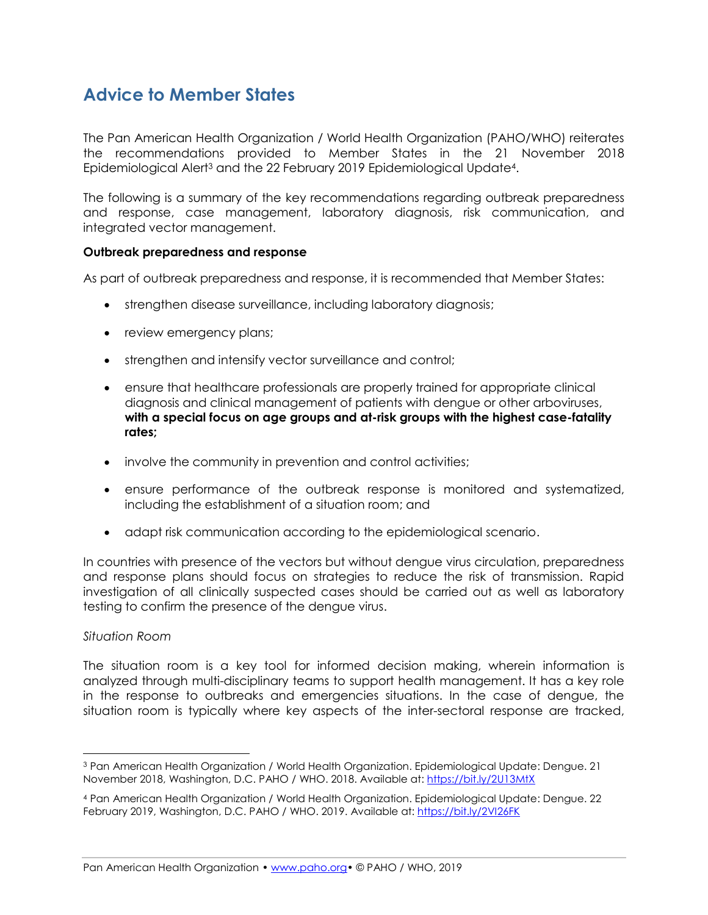## Advice to Member States

The Pan American Health Organization / World Health Organization (PAHO/WHO) reiterates the recommendations provided to Member States in the 21 November 2018 Epidemiological Alert[3] and the 22 February 2019 Epidemiological Update[4].

The following is a summary of the key recommendations regarding outbreak preparedness and response, case management, laboratory diagnosis, risk communication, and integrated vector management.

**Outbreak preparedness and response**

As part of outbreak preparedness and response, it is recommended that Member States:

- strengthen disease surveillance, including laboratory diagnosis;
- review emergency plans;
- strengthen and intensify vector surveillance and control;
- ensure that healthcare professionals are properly trained for appropriate clinical diagnosis and clinical management of patients with dengue or other arboviruses, **with a special focus on age groups and at-risk groups with the highest case-fatality rates;**
- involve the community in prevention and control activities;
- ensure performance of the outbreak response is monitored and systematized, including the establishment of a situation room; and
- adapt risk communication according to the epidemiological scenario.

In countries with presence of the vectors but without dengue virus circulation, preparedness and response plans should focus on strategies to reduce the risk of transmission. Rapid investigation of all clinically suspected cases should be carried out as well as laboratory testing to confirm the presence of the dengue virus.

*Situation Room*

The situation room is a key tool for informed decision making, wherein information is analyzed through multi-disciplinary teams to support health management. It has a key role in the response to outbreaks and emergencies situations. In the case of dengue, the situation room is typically where key aspects of the inter-sectoral response are tracked,

---

[3] Pan American Health Organization / World Health Organization. Epidemiological Update: Dengue. 21 November 2018, Washington, D.C. PAHO / WHO. 2018. Available at: https://bit.ly/2U13MtX

[4] Pan American Health Organization / World Health Organization. Epidemiological Update: Dengue. 22 February 2019, Washington, D.C. PAHO / WHO. 2019. Available at: https://bit.ly/2VI26FK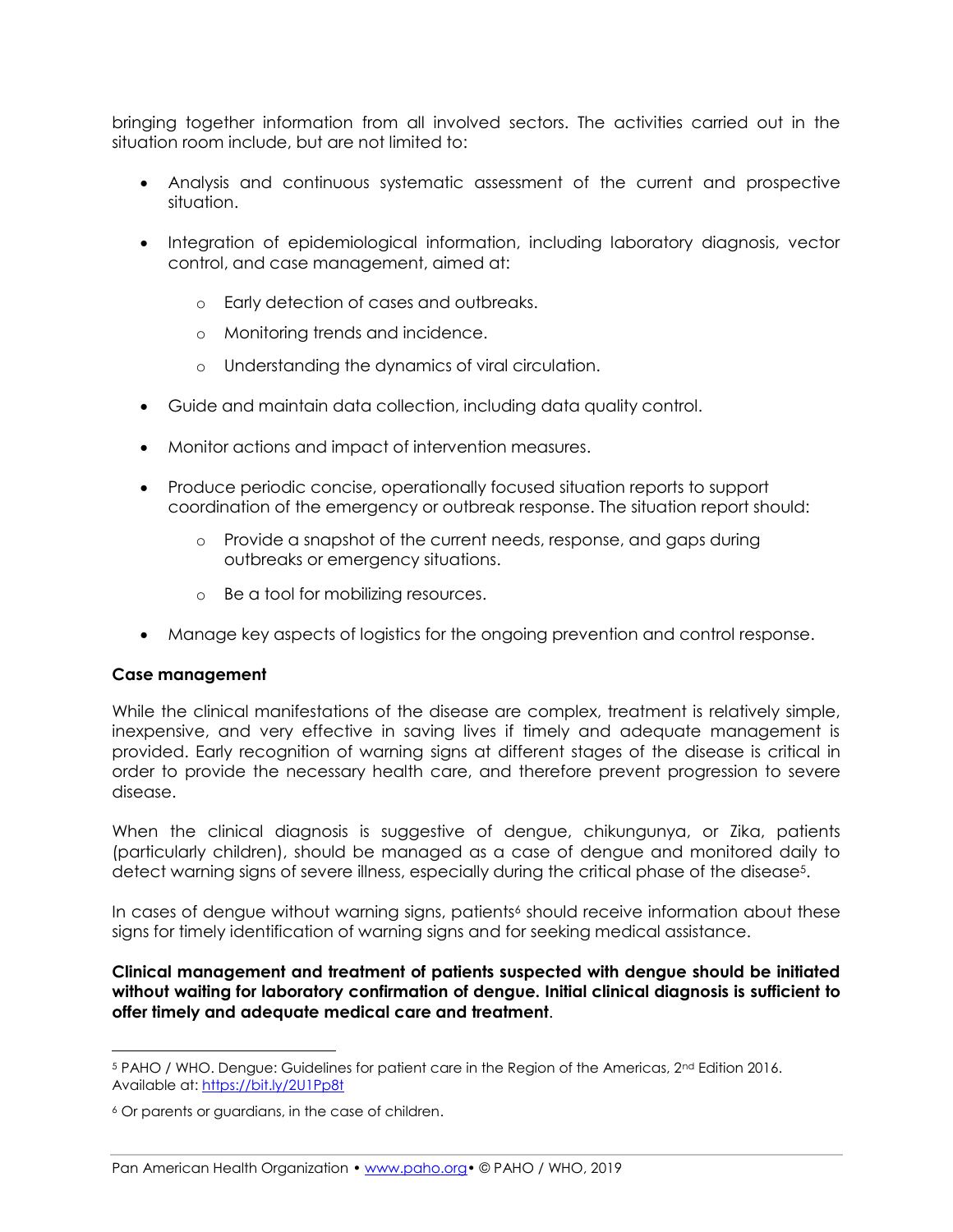bringing together information from all involved sectors. The activities carried out in the situation room include, but are not limited to:

- Analysis and continuous systematic assessment of the current and prospective situation.
- Integration of epidemiological information, including laboratory diagnosis, vector control, and case management, aimed at:
  - Early detection of cases and outbreaks.
  - Monitoring trends and incidence.
  - Understanding the dynamics of viral circulation.
- Guide and maintain data collection, including data quality control.
- Monitor actions and impact of intervention measures.
- Produce periodic concise, operationally focused situation reports to support coordination of the emergency or outbreak response. The situation report should:
  - Provide a snapshot of the current needs, response, and gaps during outbreaks or emergency situations.
  - Be a tool for mobilizing resources.
- Manage key aspects of logistics for the ongoing prevention and control response.

**Case management**

While the clinical manifestations of the disease are complex, treatment is relatively simple, inexpensive, and very effective in saving lives if timely and adequate management is provided. Early recognition of warning signs at different stages of the disease is critical in order to provide the necessary health care, and therefore prevent progression to severe disease.

When the clinical diagnosis is suggestive of dengue, chikungunya, or Zika, patients (particularly children), should be managed as a case of dengue and monitored daily to detect warning signs of severe illness, especially during the critical phase of the disease[5].

In cases of dengue without warning signs, patients[6] should receive information about these signs for timely identification of warning signs and for seeking medical assistance.

**Clinical management and treatment of patients suspected with dengue should be initiated without waiting for laboratory confirmation of dengue. Initial clinical diagnosis is sufficient to offer timely and adequate medical care and treatment**.

---

[5] PAHO / WHO. Dengue: Guidelines for patient care in the Region of the Americas, 2nd Edition 2016. Available at: https://bit.ly/2U1Pp8t

[6] Or parents or guardians, in the case of children.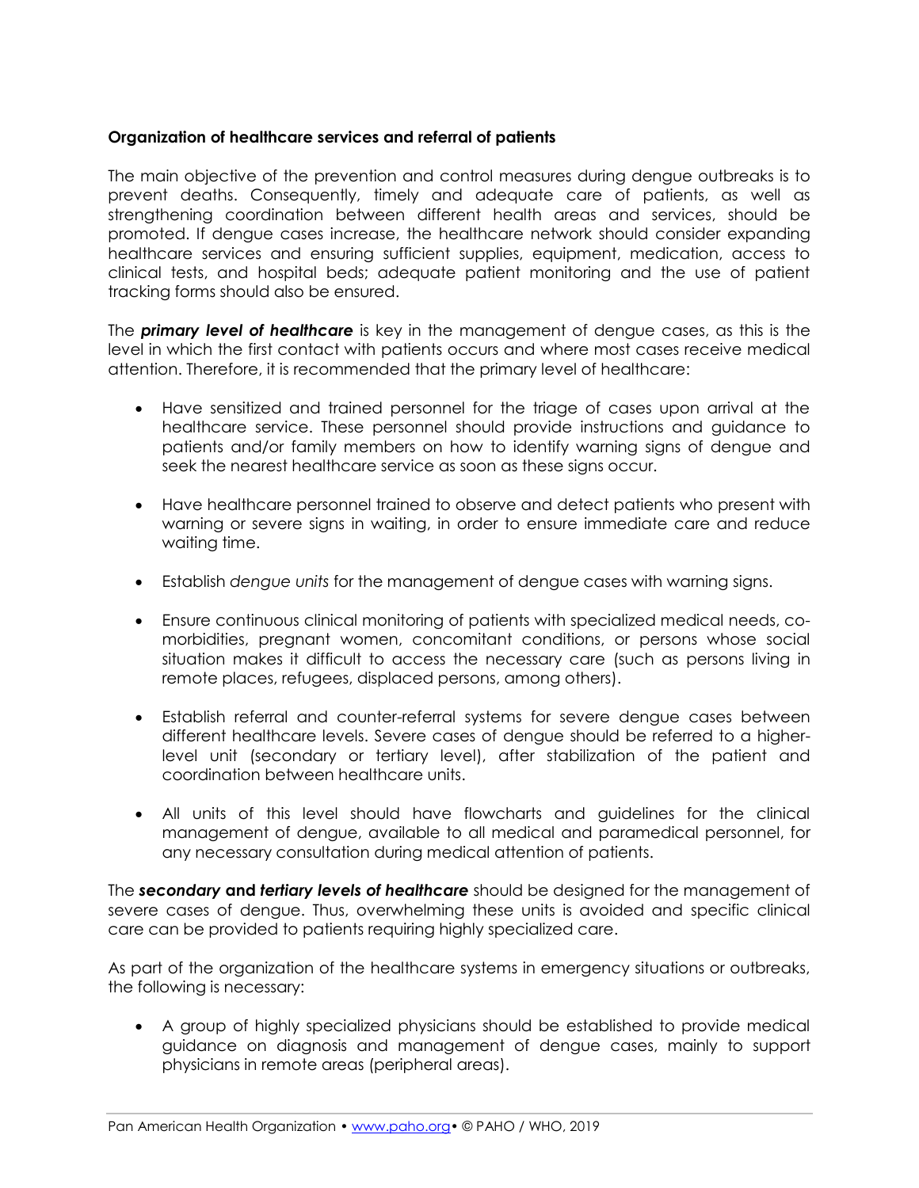**Organization of healthcare services and referral of patients**

The main objective of the prevention and control measures during dengue outbreaks is to prevent deaths. Consequently, timely and adequate care of patients, as well as strengthening coordination between different health areas and services, should be promoted. If dengue cases increase, the healthcare network should consider expanding healthcare services and ensuring sufficient supplies, equipment, medication, access to clinical tests, and hospital beds; adequate patient monitoring and the use of patient tracking forms should also be ensured.

The ***primary level of healthcare*** is key in the management of dengue cases, as this is the level in which the first contact with patients occurs and where most cases receive medical attention. Therefore, it is recommended that the primary level of healthcare:

- Have sensitized and trained personnel for the triage of cases upon arrival at the healthcare service. These personnel should provide instructions and guidance to patients and/or family members on how to identify warning signs of dengue and seek the nearest healthcare service as soon as these signs occur.
- Have healthcare personnel trained to observe and detect patients who present with warning or severe signs in waiting, in order to ensure immediate care and reduce waiting time.
- Establish *dengue units* for the management of dengue cases with warning signs.
- Ensure continuous clinical monitoring of patients with specialized medical needs, co-morbidities, pregnant women, concomitant conditions, or persons whose social situation makes it difficult to access the necessary care (such as persons living in remote places, refugees, displaced persons, among others).
- Establish referral and counter-referral systems for severe dengue cases between different healthcare levels. Severe cases of dengue should be referred to a higher-level unit (secondary or tertiary level), after stabilization of the patient and coordination between healthcare units.
- All units of this level should have flowcharts and guidelines for the clinical management of dengue, available to all medical and paramedical personnel, for any necessary consultation during medical attention of patients.

The ***secondary* and *tertiary levels of healthcare*** should be designed for the management of severe cases of dengue. Thus, overwhelming these units is avoided and specific clinical care can be provided to patients requiring highly specialized care.

As part of the organization of the healthcare systems in emergency situations or outbreaks, the following is necessary:

- A group of highly specialized physicians should be established to provide medical guidance on diagnosis and management of dengue cases, mainly to support physicians in remote areas (peripheral areas).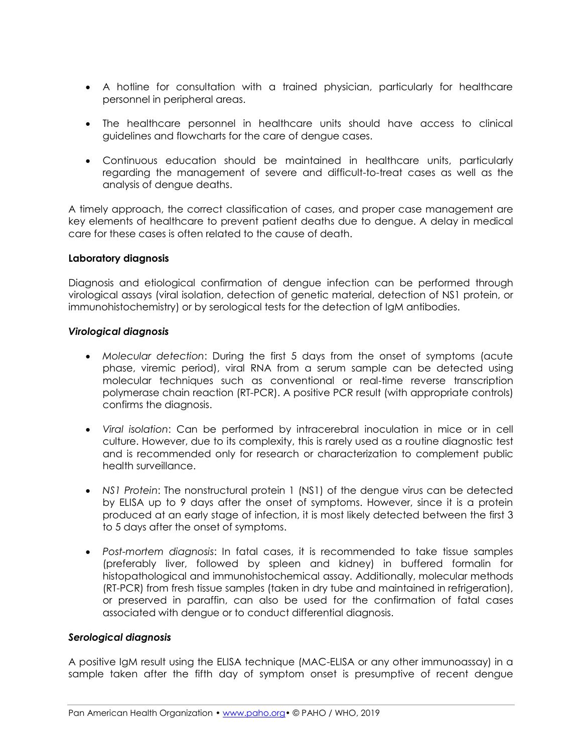- A hotline for consultation with a trained physician, particularly for healthcare personnel in peripheral areas.

- The healthcare personnel in healthcare units should have access to clinical guidelines and flowcharts for the care of dengue cases.

- Continuous education should be maintained in healthcare units, particularly regarding the management of severe and difficult-to-treat cases as well as the analysis of dengue deaths.

A timely approach, the correct classification of cases, and proper case management are key elements of healthcare to prevent patient deaths due to dengue. A delay in medical care for these cases is often related to the cause of death.

**Laboratory diagnosis**

Diagnosis and etiological confirmation of dengue infection can be performed through virological assays (viral isolation, detection of genetic material, detection of NS1 protein, or immunohistochemistry) or by serological tests for the detection of IgM antibodies.

***Virological diagnosis***

- *Molecular detection*: During the first 5 days from the onset of symptoms (acute phase, viremic period), viral RNA from a serum sample can be detected using molecular techniques such as conventional or real-time reverse transcription polymerase chain reaction (RT-PCR). A positive PCR result (with appropriate controls) confirms the diagnosis.

- *Viral isolation*: Can be performed by intracerebral inoculation in mice or in cell culture. However, due to its complexity, this is rarely used as a routine diagnostic test and is recommended only for research or characterization to complement public health surveillance.

- *NS1 Protein*: The nonstructural protein 1 (NS1) of the dengue virus can be detected by ELISA up to 9 days after the onset of symptoms. However, since it is a protein produced at an early stage of infection, it is most likely detected between the first 3 to 5 days after the onset of symptoms.

- *Post-mortem diagnosis*: In fatal cases, it is recommended to take tissue samples (preferably liver, followed by spleen and kidney) in buffered formalin for histopathological and immunohistochemical assay. Additionally, molecular methods (RT-PCR) from fresh tissue samples (taken in dry tube and maintained in refrigeration), or preserved in paraffin, can also be used for the confirmation of fatal cases associated with dengue or to conduct differential diagnosis.

***Serological diagnosis***

A positive IgM result using the ELISA technique (MAC-ELISA or any other immunoassay) in a sample taken after the fifth day of symptom onset is presumptive of recent dengue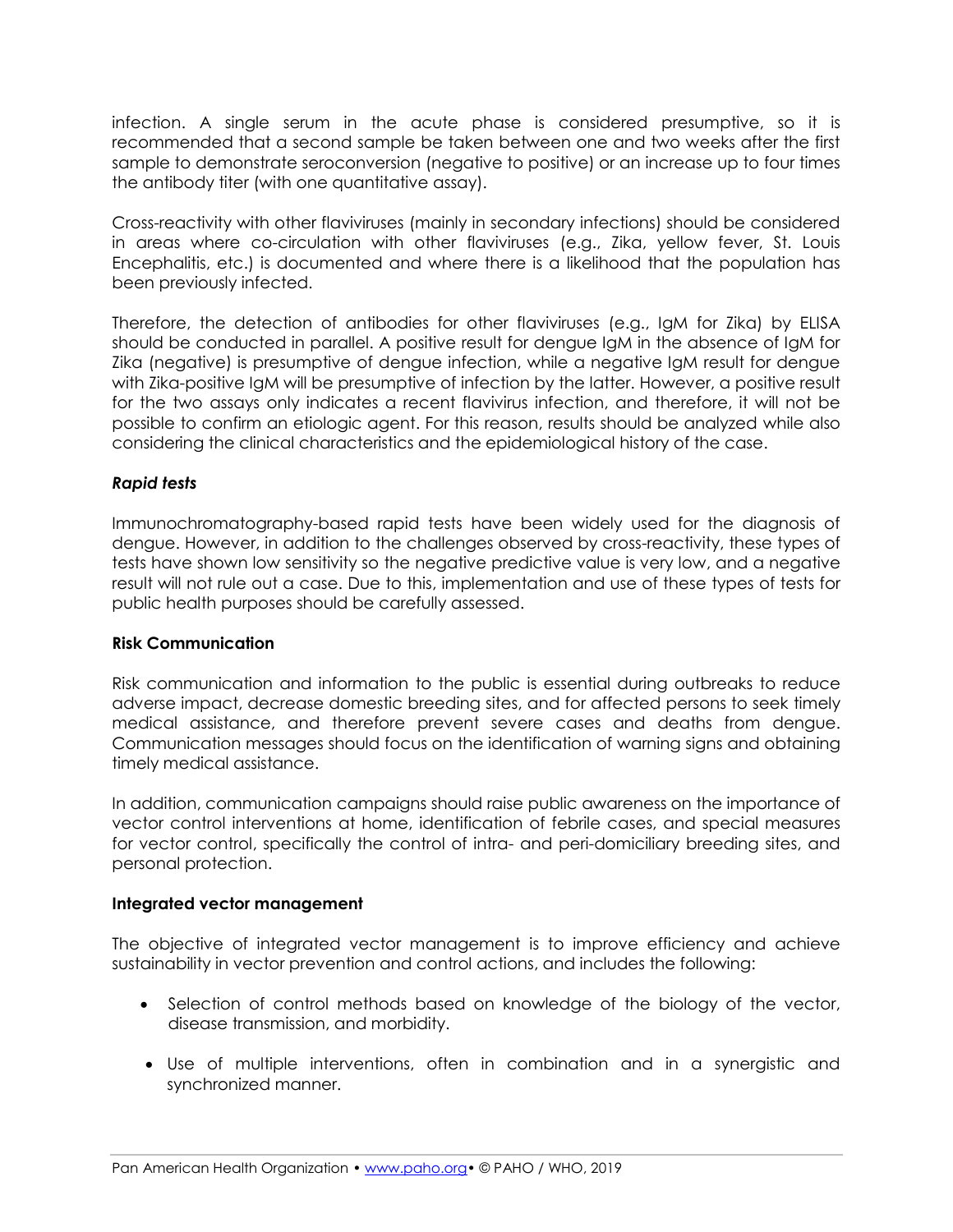infection. A single serum in the acute phase is considered presumptive, so it is recommended that a second sample be taken between one and two weeks after the first sample to demonstrate seroconversion (negative to positive) or an increase up to four times the antibody titer (with one quantitative assay).

Cross-reactivity with other flaviviruses (mainly in secondary infections) should be considered in areas where co-circulation with other flaviviruses (e.g., Zika, yellow fever, St. Louis Encephalitis, etc.) is documented and where there is a likelihood that the population has been previously infected.

Therefore, the detection of antibodies for other flaviviruses (e.g., IgM for Zika) by ELISA should be conducted in parallel. A positive result for dengue IgM in the absence of IgM for Zika (negative) is presumptive of dengue infection, while a negative IgM result for dengue with Zika-positive IgM will be presumptive of infection by the latter. However, a positive result for the two assays only indicates a recent flavivirus infection, and therefore, it will not be possible to confirm an etiologic agent. For this reason, results should be analyzed while also considering the clinical characteristics and the epidemiological history of the case.

***Rapid tests***

Immunochromatography-based rapid tests have been widely used for the diagnosis of dengue. However, in addition to the challenges observed by cross-reactivity, these types of tests have shown low sensitivity so the negative predictive value is very low, and a negative result will not rule out a case. Due to this, implementation and use of these types of tests for public health purposes should be carefully assessed.

**Risk Communication**

Risk communication and information to the public is essential during outbreaks to reduce adverse impact, decrease domestic breeding sites, and for affected persons to seek timely medical assistance, and therefore prevent severe cases and deaths from dengue. Communication messages should focus on the identification of warning signs and obtaining timely medical assistance.

In addition, communication campaigns should raise public awareness on the importance of vector control interventions at home, identification of febrile cases, and special measures for vector control, specifically the control of intra- and peri-domiciliary breeding sites, and personal protection.

**Integrated vector management**

The objective of integrated vector management is to improve efficiency and achieve sustainability in vector prevention and control actions, and includes the following:

- Selection of control methods based on knowledge of the biology of the vector, disease transmission, and morbidity.
- Use of multiple interventions, often in combination and in a synergistic and synchronized manner.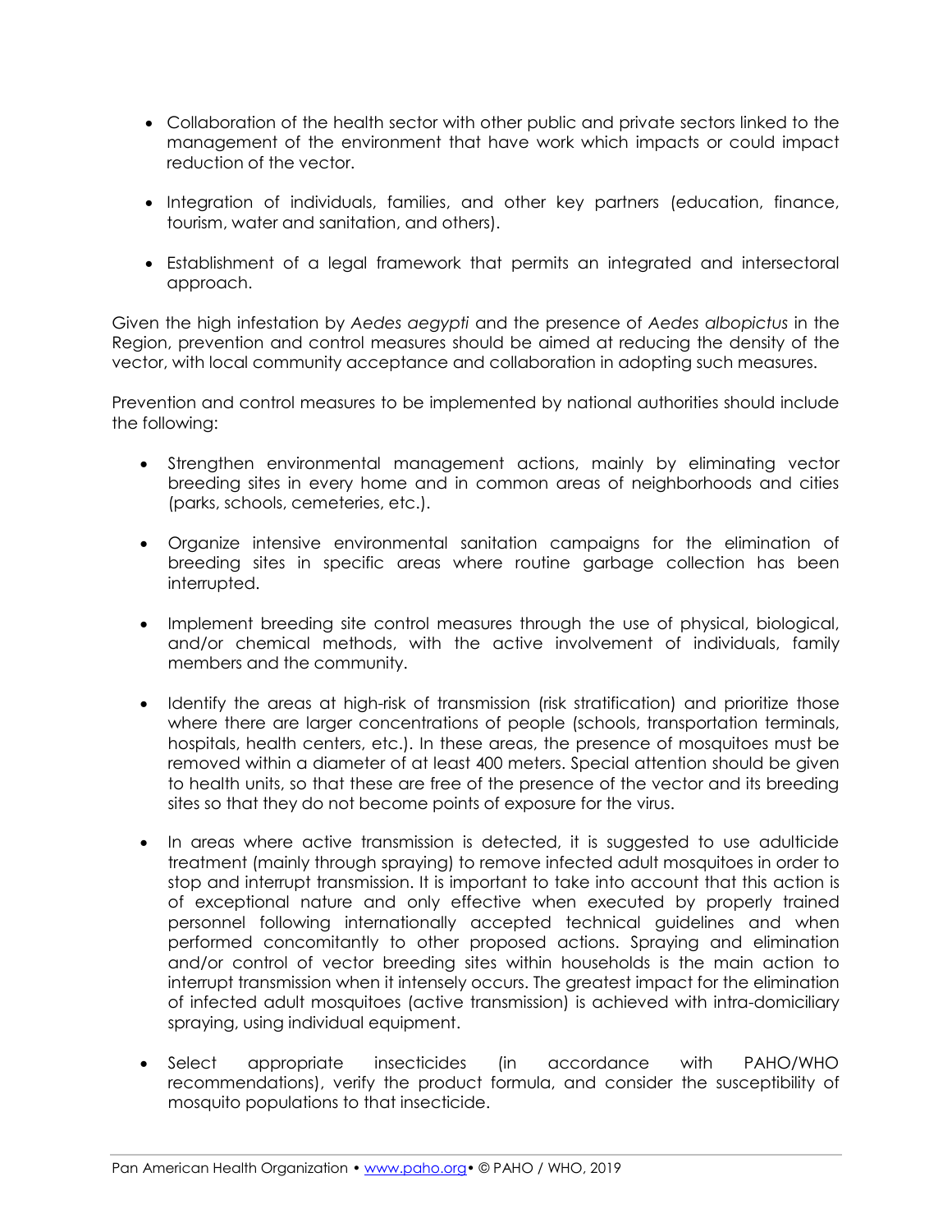- Collaboration of the health sector with other public and private sectors linked to the management of the environment that have work which impacts or could impact reduction of the vector.

- Integration of individuals, families, and other key partners (education, finance, tourism, water and sanitation, and others).

- Establishment of a legal framework that permits an integrated and intersectoral approach.

Given the high infestation by *Aedes aegypti* and the presence of *Aedes albopictus* in the Region, prevention and control measures should be aimed at reducing the density of the vector, with local community acceptance and collaboration in adopting such measures.

Prevention and control measures to be implemented by national authorities should include the following:

- Strengthen environmental management actions, mainly by eliminating vector breeding sites in every home and in common areas of neighborhoods and cities (parks, schools, cemeteries, etc.).

- Organize intensive environmental sanitation campaigns for the elimination of breeding sites in specific areas where routine garbage collection has been interrupted.

- Implement breeding site control measures through the use of physical, biological, and/or chemical methods, with the active involvement of individuals, family members and the community.

- Identify the areas at high-risk of transmission (risk stratification) and prioritize those where there are larger concentrations of people (schools, transportation terminals, hospitals, health centers, etc.). In these areas, the presence of mosquitoes must be removed within a diameter of at least 400 meters. Special attention should be given to health units, so that these are free of the presence of the vector and its breeding sites so that they do not become points of exposure for the virus.

- In areas where active transmission is detected, it is suggested to use adulticide treatment (mainly through spraying) to remove infected adult mosquitoes in order to stop and interrupt transmission. It is important to take into account that this action is of exceptional nature and only effective when executed by properly trained personnel following internationally accepted technical guidelines and when performed concomitantly to other proposed actions. Spraying and elimination and/or control of vector breeding sites within households is the main action to interrupt transmission when it intensely occurs. The greatest impact for the elimination of infected adult mosquitoes (active transmission) is achieved with intra-domiciliary spraying, using individual equipment.

- Select appropriate insecticides (in accordance with PAHO/WHO recommendations), verify the product formula, and consider the susceptibility of mosquito populations to that insecticide.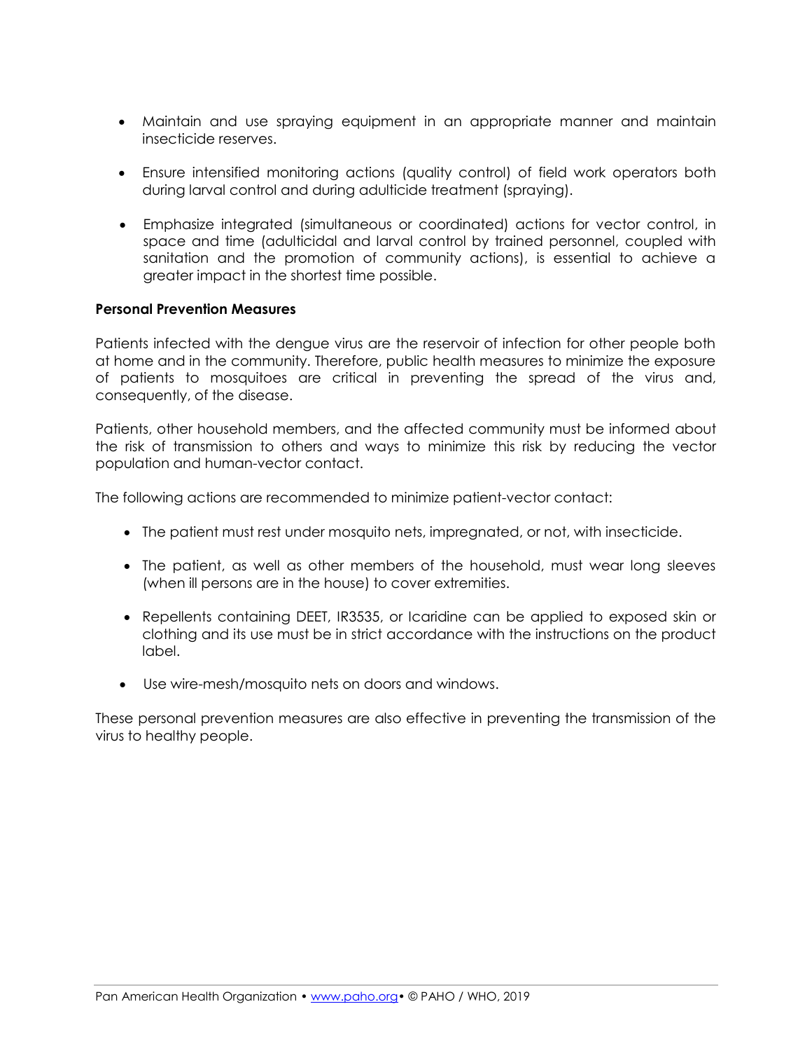- Maintain and use spraying equipment in an appropriate manner and maintain insecticide reserves.

- Ensure intensified monitoring actions (quality control) of field work operators both during larval control and during adulticide treatment (spraying).

- Emphasize integrated (simultaneous or coordinated) actions for vector control, in space and time (adulticidal and larval control by trained personnel, coupled with sanitation and the promotion of community actions), is essential to achieve a greater impact in the shortest time possible.

**Personal Prevention Measures**

Patients infected with the dengue virus are the reservoir of infection for other people both at home and in the community. Therefore, public health measures to minimize the exposure of patients to mosquitoes are critical in preventing the spread of the virus and, consequently, of the disease.

Patients, other household members, and the affected community must be informed about the risk of transmission to others and ways to minimize this risk by reducing the vector population and human-vector contact.

The following actions are recommended to minimize patient-vector contact:

- The patient must rest under mosquito nets, impregnated, or not, with insecticide.

- The patient, as well as other members of the household, must wear long sleeves (when ill persons are in the house) to cover extremities.

- Repellents containing DEET, IR3535, or Icaridine can be applied to exposed skin or clothing and its use must be in strict accordance with the instructions on the product label.

- Use wire-mesh/mosquito nets on doors and windows.

These personal prevention measures are also effective in preventing the transmission of the virus to healthy people.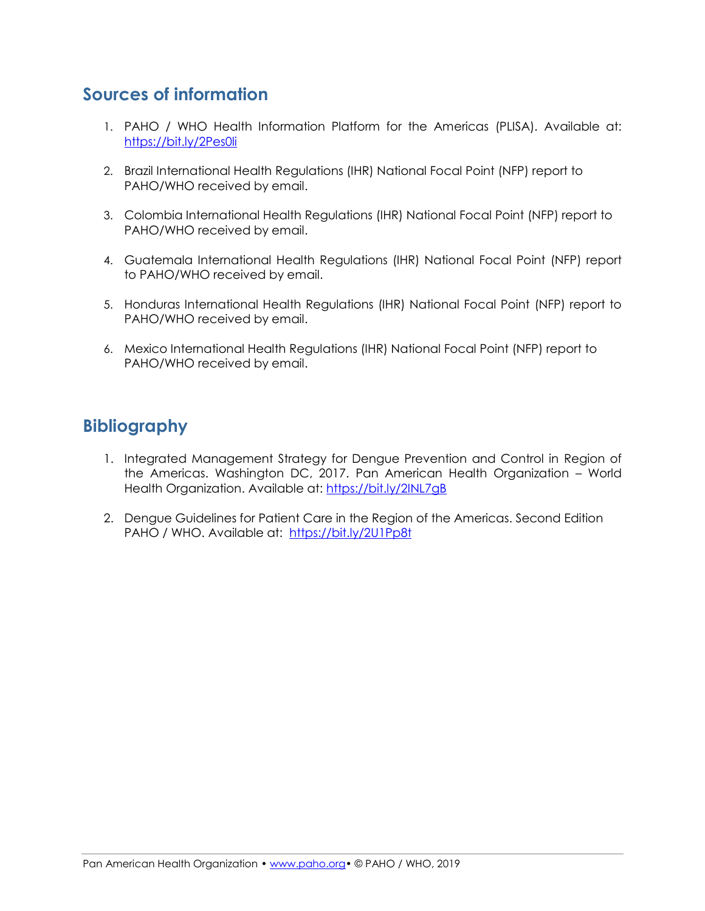## Sources of information

1. PAHO / WHO Health Information Platform for the Americas (PLISA). Available at: https://bit.ly/2Pes0li

2. Brazil International Health Regulations (IHR) National Focal Point (NFP) report to PAHO/WHO received by email.

3. Colombia International Health Regulations (IHR) National Focal Point (NFP) report to PAHO/WHO received by email.

4. Guatemala International Health Regulations (IHR) National Focal Point (NFP) report to PAHO/WHO received by email.

5. Honduras International Health Regulations (IHR) National Focal Point (NFP) report to PAHO/WHO received by email.

6. Mexico International Health Regulations (IHR) National Focal Point (NFP) report to PAHO/WHO received by email.

## Bibliography

1. Integrated Management Strategy for Dengue Prevention and Control in Region of the Americas. Washington DC, 2017. Pan American Health Organization – World Health Organization. Available at: https://bit.ly/2lNL7gB

2. Dengue Guidelines for Patient Care in the Region of the Americas. Second Edition PAHO / WHO. Available at: https://bit.ly/2U1Pp8t